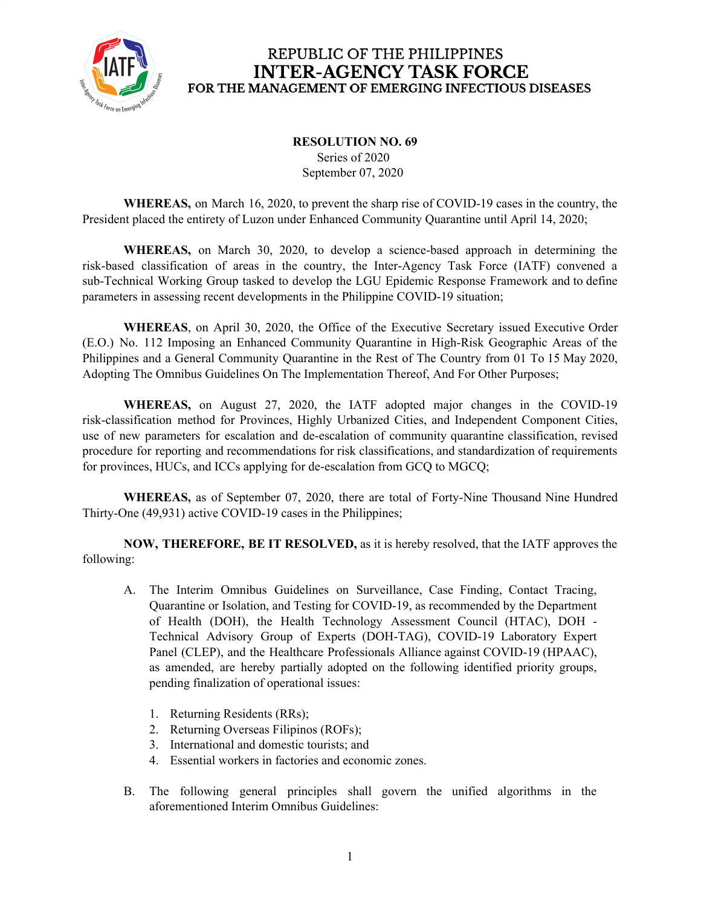# REPUBLIC OF THE PHILIPPINES
# INTER-AGENCY TASK FORCE
## FOR THE MANAGEMENT OF EMERGING INFECTIOUS DISEASES

**RESOLUTION NO. 69**
Series of 2020
September 07, 2020

**WHEREAS,** on March 16, 2020, to prevent the sharp rise of COVID-19 cases in the country, the President placed the entirety of Luzon under Enhanced Community Quarantine until April 14, 2020;

**WHEREAS,** on March 30, 2020, to develop a science-based approach in determining the risk-based classification of areas in the country, the Inter-Agency Task Force (IATF) convened a sub-Technical Working Group tasked to develop the LGU Epidemic Response Framework and to define parameters in assessing recent developments in the Philippine COVID-19 situation;

**WHEREAS**, on April 30, 2020, the Office of the Executive Secretary issued Executive Order (E.O.) No. 112 Imposing an Enhanced Community Quarantine in High-Risk Geographic Areas of the Philippines and a General Community Quarantine in the Rest of The Country from 01 To 15 May 2020, Adopting The Omnibus Guidelines On The Implementation Thereof, And For Other Purposes;

**WHEREAS,** on August 27, 2020, the IATF adopted major changes in the COVID-19 risk-classification method for Provinces, Highly Urbanized Cities, and Independent Component Cities, use of new parameters for escalation and de-escalation of community quarantine classification, revised procedure for reporting and recommendations for risk classifications, and standardization of requirements for provinces, HUCs, and ICCs applying for de-escalation from GCQ to MGCQ;

**WHEREAS,** as of September 07, 2020, there are total of Forty-Nine Thousand Nine Hundred Thirty-One (49,931) active COVID-19 cases in the Philippines;

**NOW, THEREFORE, BE IT RESOLVED,** as it is hereby resolved, that the IATF approves the following:

A. The Interim Omnibus Guidelines on Surveillance, Case Finding, Contact Tracing, Quarantine or Isolation, and Testing for COVID-19, as recommended by the Department of Health (DOH), the Health Technology Assessment Council (HTAC), DOH - Technical Advisory Group of Experts (DOH-TAG), COVID-19 Laboratory Expert Panel (CLEP), and the Healthcare Professionals Alliance against COVID-19 (HPAAC), as amended, are hereby partially adopted on the following identified priority groups, pending finalization of operational issues:

   1. Returning Residents (RRs);
   2. Returning Overseas Filipinos (ROFs);
   3. International and domestic tourists; and
   4. Essential workers in factories and economic zones.

B. The following general principles shall govern the unified algorithms in the aforementioned Interim Omnibus Guidelines: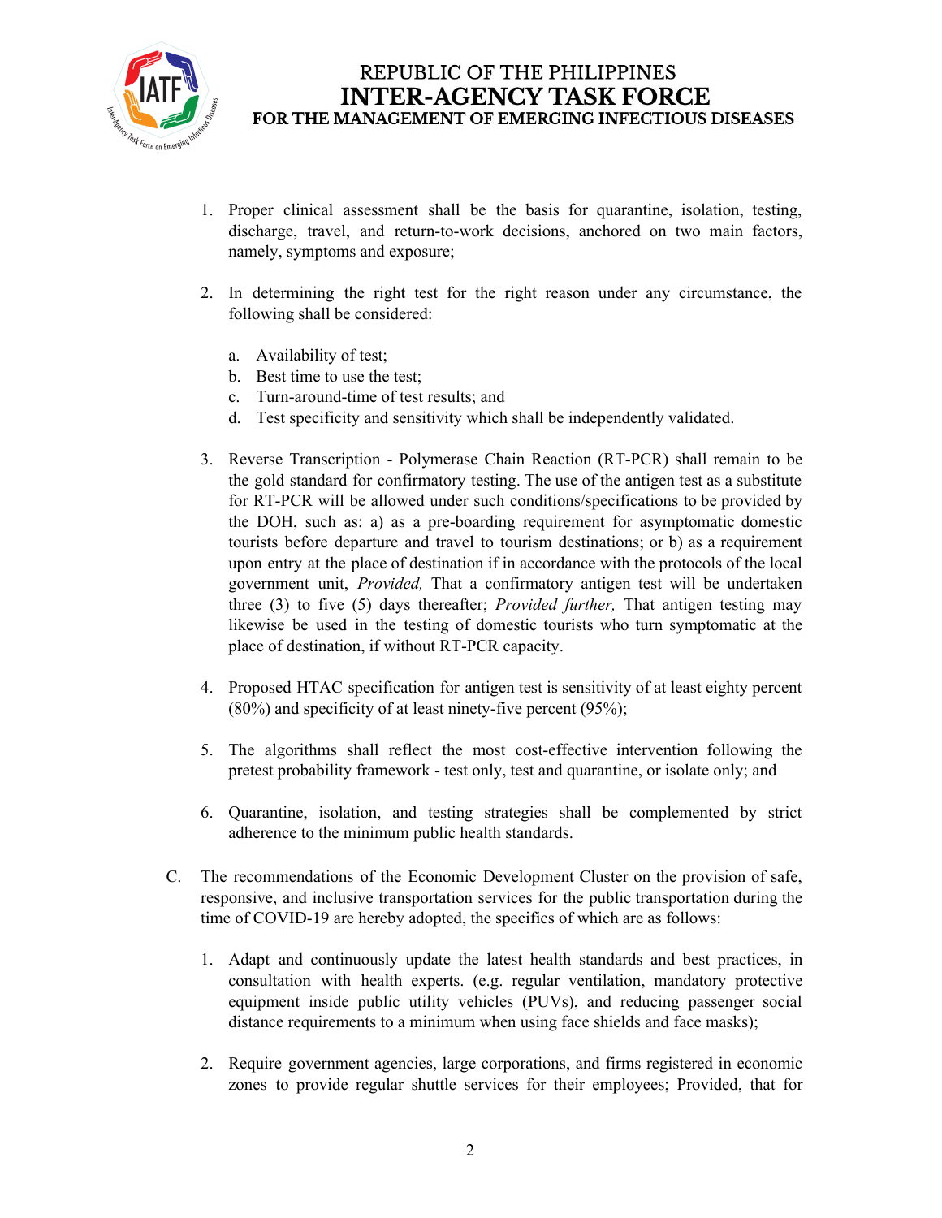1. Proper clinical assessment shall be the basis for quarantine, isolation, testing, discharge, travel, and return-to-work decisions, anchored on two main factors, namely, symptoms and exposure;

2. In determining the right test for the right reason under any circumstance, the following shall be considered:

   a. Availability of test;
   b. Best time to use the test;
   c. Turn-around-time of test results; and
   d. Test specificity and sensitivity which shall be independently validated.

3. Reverse Transcription - Polymerase Chain Reaction (RT-PCR) shall remain to be the gold standard for confirmatory testing. The use of the antigen test as a substitute for RT-PCR will be allowed under such conditions/specifications to be provided by the DOH, such as: a) as a pre-boarding requirement for asymptomatic domestic tourists before departure and travel to tourism destinations; or b) as a requirement upon entry at the place of destination if in accordance with the protocols of the local government unit, *Provided,* That a confirmatory antigen test will be undertaken three (3) to five (5) days thereafter; *Provided further,* That antigen testing may likewise be used in the testing of domestic tourists who turn symptomatic at the place of destination, if without RT-PCR capacity.

4. Proposed HTAC specification for antigen test is sensitivity of at least eighty percent (80%) and specificity of at least ninety-five percent (95%);

5. The algorithms shall reflect the most cost-effective intervention following the pretest probability framework - test only, test and quarantine, or isolate only; and

6. Quarantine, isolation, and testing strategies shall be complemented by strict adherence to the minimum public health standards.

C. The recommendations of the Economic Development Cluster on the provision of safe, responsive, and inclusive transportation services for the public transportation during the time of COVID-19 are hereby adopted, the specifics of which are as follows:

   1. Adapt and continuously update the latest health standards and best practices, in consultation with health experts. (e.g. regular ventilation, mandatory protective equipment inside public utility vehicles (PUVs), and reducing passenger social distance requirements to a minimum when using face shields and face masks);

   2. Require government agencies, large corporations, and firms registered in economic zones to provide regular shuttle services for their employees; Provided, that for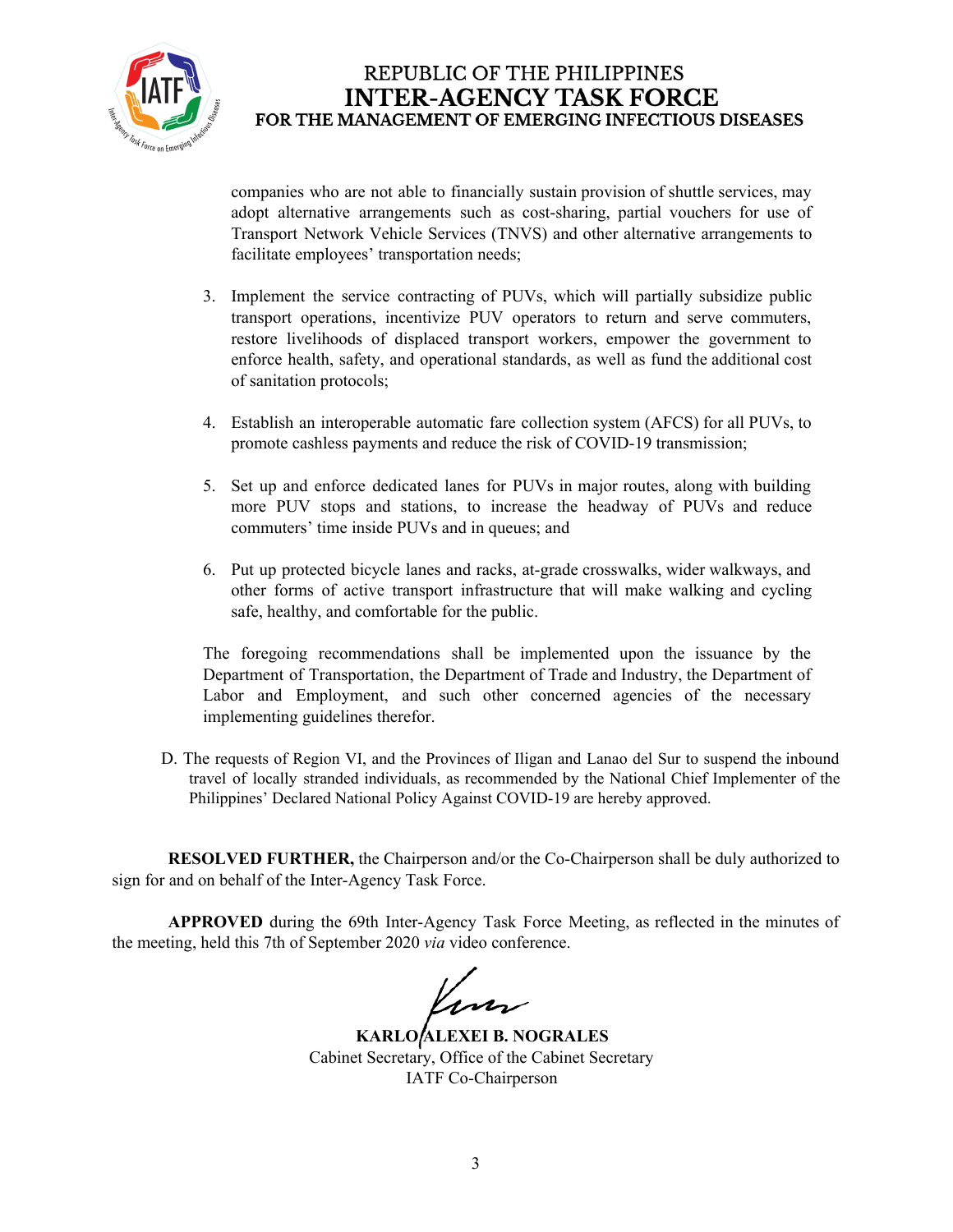companies who are not able to financially sustain provision of shuttle services, may adopt alternative arrangements such as cost-sharing, partial vouchers for use of Transport Network Vehicle Services (TNVS) and other alternative arrangements to facilitate employees' transportation needs;

3. Implement the service contracting of PUVs, which will partially subsidize public transport operations, incentivize PUV operators to return and serve commuters, restore livelihoods of displaced transport workers, empower the government to enforce health, safety, and operational standards, as well as fund the additional cost of sanitation protocols;

4. Establish an interoperable automatic fare collection system (AFCS) for all PUVs, to promote cashless payments and reduce the risk of COVID-19 transmission;

5. Set up and enforce dedicated lanes for PUVs in major routes, along with building more PUV stops and stations, to increase the headway of PUVs and reduce commuters' time inside PUVs and in queues; and

6. Put up protected bicycle lanes and racks, at-grade crosswalks, wider walkways, and other forms of active transport infrastructure that will make walking and cycling safe, healthy, and comfortable for the public.

The foregoing recommendations shall be implemented upon the issuance by the Department of Transportation, the Department of Trade and Industry, the Department of Labor and Employment, and such other concerned agencies of the necessary implementing guidelines therefor.

D. The requests of Region VI, and the Provinces of Iligan and Lanao del Sur to suspend the inbound travel of locally stranded individuals, as recommended by the National Chief Implementer of the Philippines' Declared National Policy Against COVID-19 are hereby approved.

**RESOLVED FURTHER,** the Chairperson and/or the Co-Chairperson shall be duly authorized to sign for and on behalf of the Inter-Agency Task Force.

**APPROVED** during the 69th Inter-Agency Task Force Meeting, as reflected in the minutes of the meeting, held this 7th of September 2020 *via* video conference.

**KARLO ALEXEI B. NOGRALES**
Cabinet Secretary, Office of the Cabinet Secretary
IATF Co-Chairperson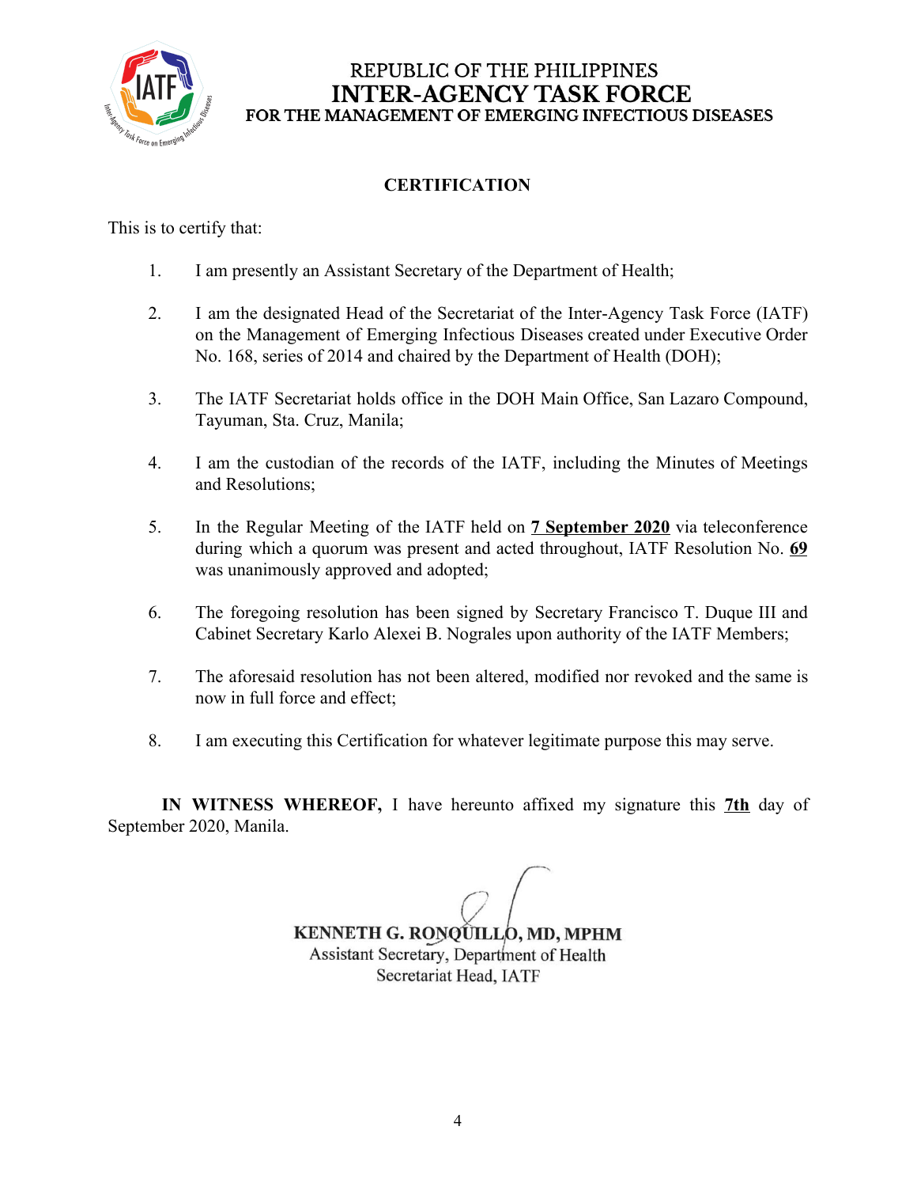REPUBLIC OF THE PHILIPPINES
**INTER-AGENCY TASK FORCE**
**FOR THE MANAGEMENT OF EMERGING INFECTIOUS DISEASES**

## CERTIFICATION

This is to certify that:

1. I am presently an Assistant Secretary of the Department of Health;

2. I am the designated Head of the Secretariat of the Inter-Agency Task Force (IATF) on the Management of Emerging Infectious Diseases created under Executive Order No. 168, series of 2014 and chaired by the Department of Health (DOH);

3. The IATF Secretariat holds office in the DOH Main Office, San Lazaro Compound, Tayuman, Sta. Cruz, Manila;

4. I am the custodian of the records of the IATF, including the Minutes of Meetings and Resolutions;

5. In the Regular Meeting of the IATF held on **7 September 2020** via teleconference during which a quorum was present and acted throughout, IATF Resolution No. **69** was unanimously approved and adopted;

6. The foregoing resolution has been signed by Secretary Francisco T. Duque III and Cabinet Secretary Karlo Alexei B. Nograles upon authority of the IATF Members;

7. The aforesaid resolution has not been altered, modified nor revoked and the same is now in full force and effect;

8. I am executing this Certification for whatever legitimate purpose this may serve.

**IN WITNESS WHEREOF,** I have hereunto affixed my signature this **7th** day of September 2020, Manila.

**KENNETH G. RONQUILLO, MD, MPHM**
Assistant Secretary, Department of Health
Secretariat Head, IATF